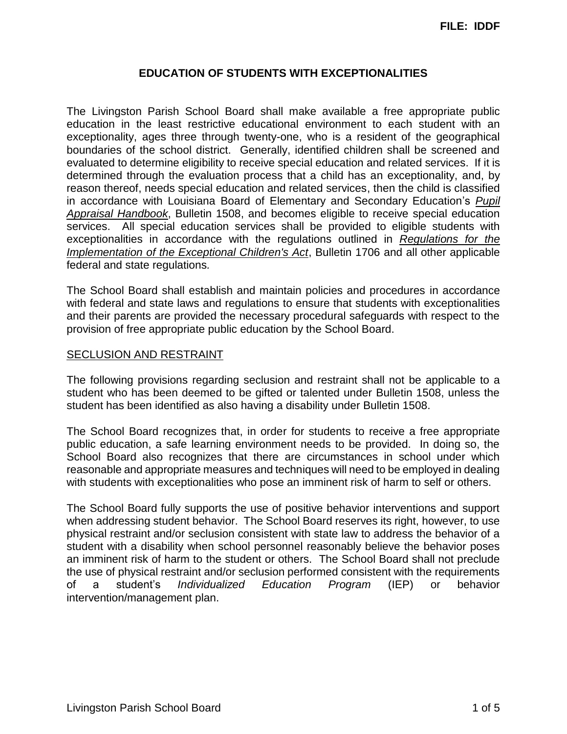FILE: IDDF

# EDUCATION OF STUDENTS WITH EXCEPTIONALITIES

The Livingston Parish School Board shall make available a free appropriate public education in the least restrictive educational environment to each student with an exceptionality, ages three through twenty-one, who is a resident of the geographical boundaries of the school district. Generally, identified children shall be screened and evaluated to determine eligibility to receive special education and related services. If it is determined through the evaluation process that a child has an exceptionality, and, by reason thereof, needs special education and related services, then the child is classified in accordance with Louisiana Board of Elementary and Secondary Education's *Pupil Appraisal Handbook*, Bulletin 1508, and becomes eligible to receive special education services. All special education services shall be provided to eligible students with exceptionalities in accordance with the regulations outlined in *Regulations for the Implementation of the Exceptional Children's Act*, Bulletin 1706 and all other applicable federal and state regulations.

The School Board shall establish and maintain policies and procedures in accordance with federal and state laws and regulations to ensure that students with exceptionalities and their parents are provided the necessary procedural safeguards with respect to the provision of free appropriate public education by the School Board.

## SECLUSION AND RESTRAINT

The following provisions regarding seclusion and restraint shall not be applicable to a student who has been deemed to be gifted or talented under Bulletin 1508, unless the student has been identified as also having a disability under Bulletin 1508.

The School Board recognizes that, in order for students to receive a free appropriate public education, a safe learning environment needs to be provided. In doing so, the School Board also recognizes that there are circumstances in school under which reasonable and appropriate measures and techniques will need to be employed in dealing with students with exceptionalities who pose an imminent risk of harm to self or others.

The School Board fully supports the use of positive behavior interventions and support when addressing student behavior. The School Board reserves its right, however, to use physical restraint and/or seclusion consistent with state law to address the behavior of a student with a disability when school personnel reasonably believe the behavior poses an imminent risk of harm to the student or others. The School Board shall not preclude the use of physical restraint and/or seclusion performed consistent with the requirements of a student's *Individualized Education Program* (IEP) or behavior intervention/management plan.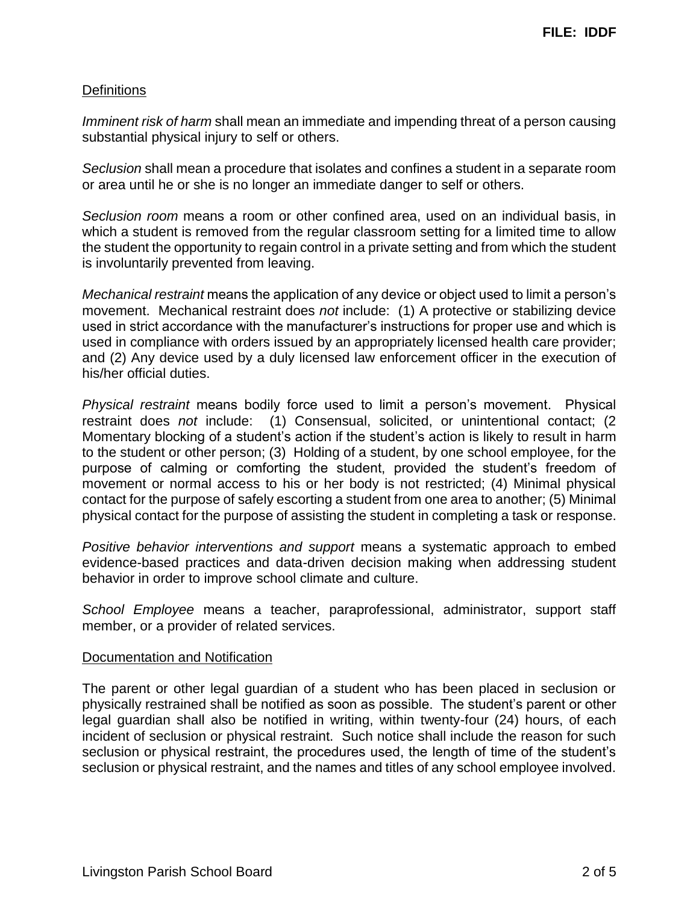## Definitions

*Imminent risk of harm* shall mean an immediate and impending threat of a person causing substantial physical injury to self or others.

*Seclusion* shall mean a procedure that isolates and confines a student in a separate room or area until he or she is no longer an immediate danger to self or others.

*Seclusion room* means a room or other confined area, used on an individual basis, in which a student is removed from the regular classroom setting for a limited time to allow the student the opportunity to regain control in a private setting and from which the student is involuntarily prevented from leaving.

*Mechanical restraint* means the application of any device or object used to limit a person's movement. Mechanical restraint does *not* include: (1) A protective or stabilizing device used in strict accordance with the manufacturer's instructions for proper use and which is used in compliance with orders issued by an appropriately licensed health care provider; and (2) Any device used by a duly licensed law enforcement officer in the execution of his/her official duties.

*Physical restraint* means bodily force used to limit a person's movement. Physical restraint does *not* include: (1) Consensual, solicited, or unintentional contact; (2 Momentary blocking of a student's action if the student's action is likely to result in harm to the student or other person; (3) Holding of a student, by one school employee, for the purpose of calming or comforting the student, provided the student's freedom of movement or normal access to his or her body is not restricted; (4) Minimal physical contact for the purpose of safely escorting a student from one area to another; (5) Minimal physical contact for the purpose of assisting the student in completing a task or response.

*Positive behavior interventions and support* means a systematic approach to embed evidence-based practices and data-driven decision making when addressing student behavior in order to improve school climate and culture.

*School Employee* means a teacher, paraprofessional, administrator, support staff member, or a provider of related services.

## Documentation and Notification

The parent or other legal guardian of a student who has been placed in seclusion or physically restrained shall be notified as soon as possible. The student's parent or other legal guardian shall also be notified in writing, within twenty-four (24) hours, of each incident of seclusion or physical restraint. Such notice shall include the reason for such seclusion or physical restraint, the procedures used, the length of time of the student's seclusion or physical restraint, and the names and titles of any school employee involved.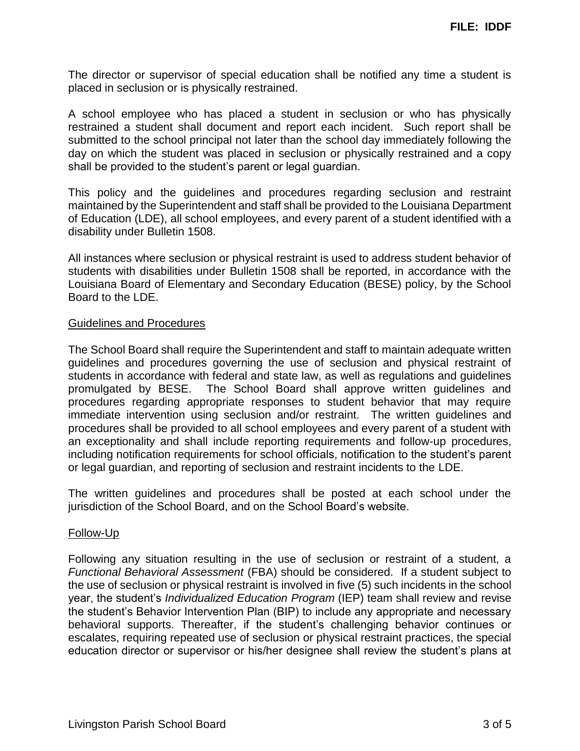The director or supervisor of special education shall be notified any time a student is placed in seclusion or is physically restrained.

A school employee who has placed a student in seclusion or who has physically restrained a student shall document and report each incident. Such report shall be submitted to the school principal not later than the school day immediately following the day on which the student was placed in seclusion or physically restrained and a copy shall be provided to the student's parent or legal guardian.

This policy and the guidelines and procedures regarding seclusion and restraint maintained by the Superintendent and staff shall be provided to the Louisiana Department of Education (LDE), all school employees, and every parent of a student identified with a disability under Bulletin 1508.

All instances where seclusion or physical restraint is used to address student behavior of students with disabilities under Bulletin 1508 shall be reported, in accordance with the Louisiana Board of Elementary and Secondary Education (BESE) policy, by the School Board to the LDE.

## Guidelines and Procedures

The School Board shall require the Superintendent and staff to maintain adequate written guidelines and procedures governing the use of seclusion and physical restraint of students in accordance with federal and state law, as well as regulations and guidelines promulgated by BESE. The School Board shall approve written guidelines and procedures regarding appropriate responses to student behavior that may require immediate intervention using seclusion and/or restraint. The written guidelines and procedures shall be provided to all school employees and every parent of a student with an exceptionality and shall include reporting requirements and follow-up procedures, including notification requirements for school officials, notification to the student's parent or legal guardian, and reporting of seclusion and restraint incidents to the LDE.

The written guidelines and procedures shall be posted at each school under the jurisdiction of the School Board, and on the School Board's website.

## Follow-Up

Following any situation resulting in the use of seclusion or restraint of a student, a *Functional Behavioral Assessment* (FBA) should be considered. If a student subject to the use of seclusion or physical restraint is involved in five (5) such incidents in the school year, the student's *Individualized Education Program* (IEP) team shall review and revise the student's Behavior Intervention Plan (BIP) to include any appropriate and necessary behavioral supports. Thereafter, if the student's challenging behavior continues or escalates, requiring repeated use of seclusion or physical restraint practices, the special education director or supervisor or his/her designee shall review the student's plans at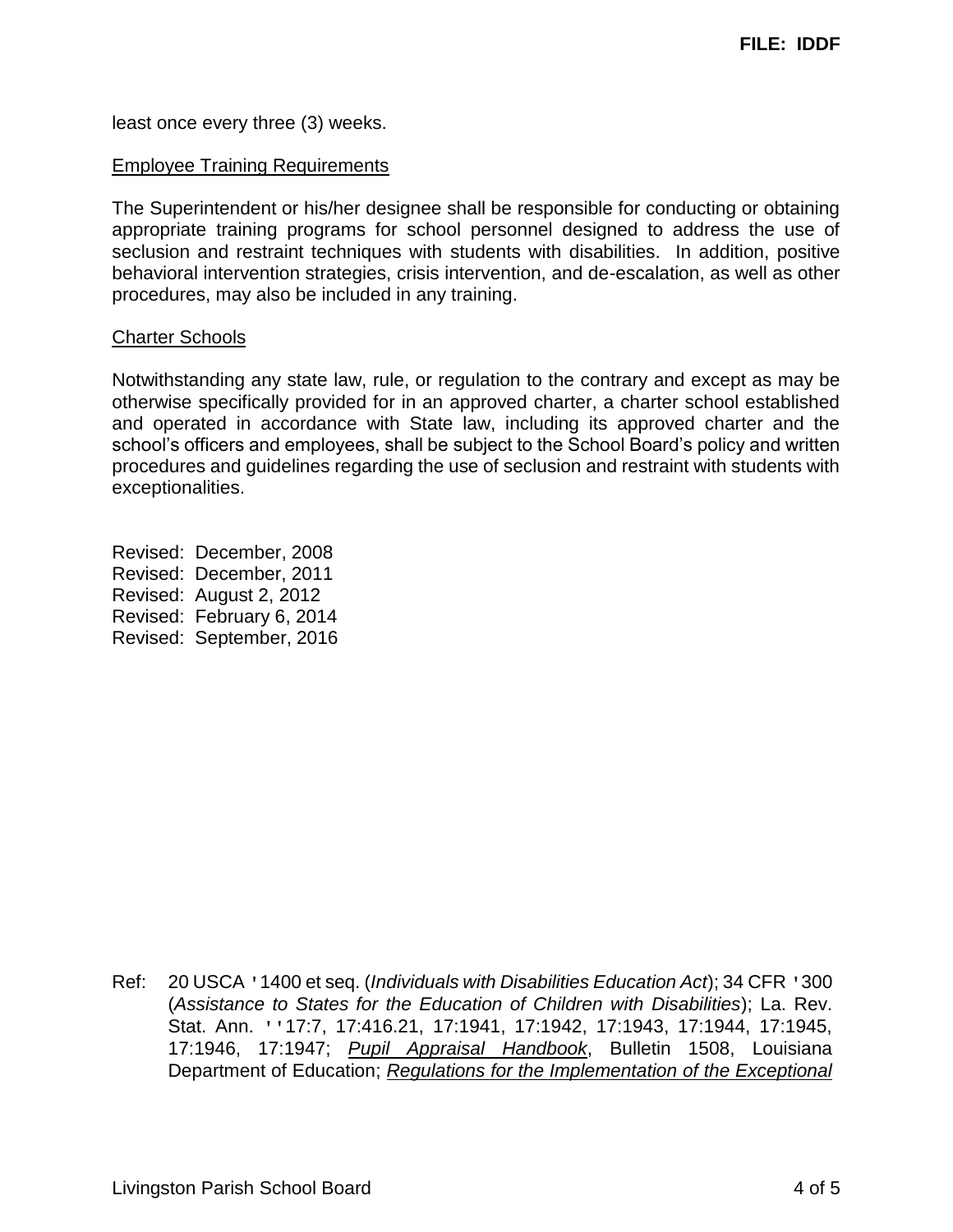least once every three (3) weeks.

<u>Employee Training Requirements</u>

The Superintendent or his/her designee shall be responsible for conducting or obtaining appropriate training programs for school personnel designed to address the use of seclusion and restraint techniques with students with disabilities. In addition, positive behavioral intervention strategies, crisis intervention, and de-escalation, as well as other procedures, may also be included in any training.

<u>Charter Schools</u>

Notwithstanding any state law, rule, or regulation to the contrary and except as may be otherwise specifically provided for in an approved charter, a charter school established and operated in accordance with State law, including its approved charter and the school's officers and employees, shall be subject to the School Board's policy and written procedures and guidelines regarding the use of seclusion and restraint with students with exceptionalities.

Revised: December, 2008
Revised: December, 2011
Revised: August 2, 2012
Revised: February 6, 2014
Revised: September, 2016

Ref: 20 USCA '1400 et seq. (*Individuals with Disabilities Education Act*); 34 CFR '300 (*Assistance to States for the Education of Children with Disabilities*); La. Rev. Stat. Ann. ''17:7, 17:416.21, 17:1941, 17:1942, 17:1943, 17:1944, 17:1945, 17:1946, 17:1947; <u>*Pupil Appraisal Handbook*</u>, Bulletin 1508, Louisiana Department of Education; <u>*Regulations for the Implementation of the Exceptional*</u>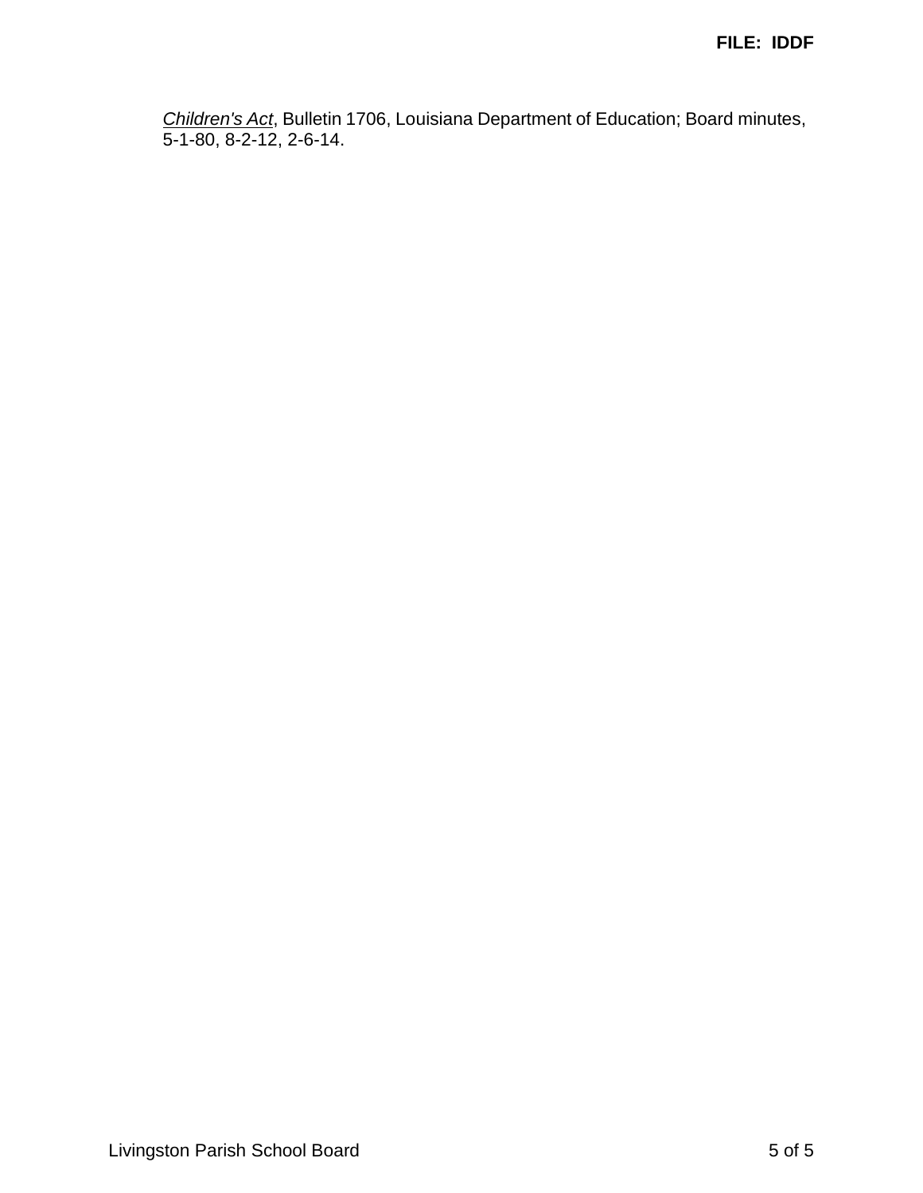*Children's Act*, Bulletin 1706, Louisiana Department of Education; Board minutes, 5-1-80, 8-2-12, 2-6-14.